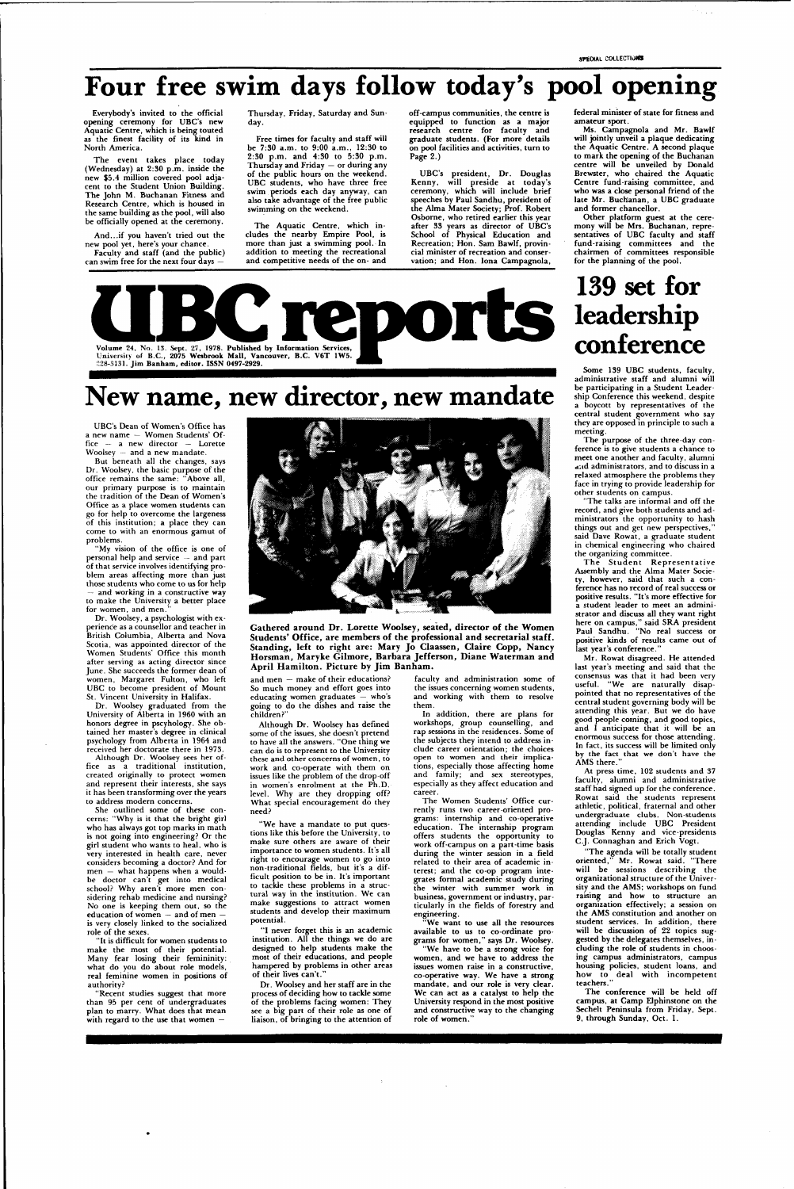SPECIAL COLLECTIONS

# Four free swim days follow today's pool opening

Everybody's invited to the official opening ceremony for UBC's new Aquatic Centre, which is being touted as the finest facility of its kind in North America.

The event takes place today (Wednesday) at 2:30 p.m. inside the new $5.4 million covered pool adjacent to the Student Union Building. The John M. Buchanan Fitness and Research Centre, which is housed in the same building as the pool, will also be officially opened at the ceremony.

And...if you haven't tried out the new pool yet, here's your chance.

Faculty and staff (and the public) can swim free for the next four days — Thursday, Friday, Saturday and Sunday.

Free times for faculty and staff will be 7:30 a.m. to 9:00 a.m., 12:30 to 2:30 p.m. and 4:30 to 5:30 p.m. Thursday and Friday — or during any of the public hours on the weekend. UBC students, who have three free swim periods each day anyway, can also take advantage of the free public swimming on the weekend.

The Aquatic Centre, which includes the nearby Empire Pool, is more than just a swimming pool. In addition to meeting the recreational and competitive needs of the on- and off-campus communities, the centre is equipped to function as a major research centre for faculty and graduate students. (For more details on pool facilities and activities, turn to Page 2.)

UBC's president, Dr. Douglas Kenny, will preside at today's ceremony, which will include brief speeches by Paul Sandhu, president of the Alma Mater Society; Prof. Robert Osborne, who retired earlier this year after 33 years as director of UBC's School of Physical Education and Recreation; Hon. Sam Bawlf, provincial minister of recreation and conservation; and Hon. Iona Campagnola, federal minister of state for fitness and amateur sport.

Ms. Campagnola and Mr. Bawlf will jointly unveil a plaque dedicating the Aquatic Centre. A second plaque to mark the opening of the Buchanan centre will be unveiled by Donald Brewster, who chaired the Aquatic Centre fund-raising committee, and who was a close personal friend of the late Mr. Buchanan, a UBC graduate and former chancellor.

Other platform guest at the ceremony will be Mrs. Buchanan, representatives of UBC faculty and staff fund-raising committees and the chairmen of committees responsible for the planning of the pool.

# UBC reports

Volume 24, No. 13. Sept. 27, 1978. Published by Information Services, University of B.C., 2075 Wesbrook Mall, Vancouver, B.C. V6T 1W5. 228-3131. Jim Banham, editor. ISSN 0497-2929.

# New name, new director, new mandate

UBC's Dean of Women's Office has a new name — Women Students' Office — a new director — Lorette Woolsey — and a new mandate.

But beneath all the changes, says Dr. Woolsey, the basic purpose of the office remains the same: "Above all, our primary purpose is to maintain the tradition of the Dean of Women's Office as a place women students can go for help to overcome the largeness of this institution; a place they can come to with an enormous gamut of problems.

"My vision of the office is one of personal help and service — and part of that service involves identifying problem areas affecting more than just those students who come to us for help — and working in a constructive way to make the University a better place for women, and men."

Dr. Woolsey, a psychologist with experience as a counsellor and teacher in British Columbia, Alberta and Nova Scotia, was appointed director of the Women Students' Office this month after serving as acting director since June. She succeeds the former dean of women, Margaret Fulton, who left UBC to become president of Mount St. Vincent University in Halifax.

Dr. Woolsey graduated from the University of Alberta in 1960 with an honors degree in pscyhology. She obtained her master's degree in clinical psychology from Alberta in 1964 and received her doctorate there in 1975.

Although Dr. Woolsey sees her office as a traditional institution, created originally to protect women and represent their interests, she says it has been transforming over the years to address modern concerns.

She outlined some of these concerns: "Why is it that the bright girl who has always got top marks in math is not going into engineering? Or the girl student who wants to heal, who is very interested in health care, never considers becoming a doctor? And for men — what happens when a would-be doctor can't get into medical school? Why aren't more men considering rehab medicine and nursing? No one is keeping them out, so the education of women — and of men — is very closely linked to the socialized role of the sexes.

"It is difficult for women students to make the most of their potential. Many fear losing their femininity: what do you do about role models, real feminine women in positions of authority?

"Recent studies suggest that more than 95 per cent of undergraduates plan to marry. What does that mean with regard to the use that women — and men — make of their educations? So much money and effort goes into educating women graduates — who's going to do the dishes and raise the children?"

Although Dr. Woolsey has defined some of the issues, she doesn't pretend to have all the answers. "One thing we can do is to represent to the University these and other concerns of women, to work and co-operate with them on issues like the problem of the drop-off in women's enrolment at the Ph.D. level. Why are they dropping off? What special encouragement do they need?

"We have a mandate to put questions like this before the University, to make sure others are aware of their importance to women students. It's all right to encourage women to go into non-traditional fields, but it's a difficult position to be in. It's important to tackle these problems in a structural way in the institution. We can make suggestions to attract women students and develop their maximum potential.

"I never forget this is an academic institution. All the things we do are designed to help students make the most of their educations, and people hampered by problems in other areas of their lives can't."

Dr. Woolsey and her staff are in the process of deciding how to tackle some of the problems facing women: They see a big part of their role as one of liaison, of bringing to the attention of faculty and administration some of the issues concerning women students, and working with them to resolve them.

In addition, there are plans for workshops, group counselling, and rap sessions in the residences. Some of the subjects they intend to address include career orientation; the choices open to women and their implications, especially those affecting home and family; and sex stereotypes, especially as they affect education and career.

The Women Students' Office currently runs two career-oriented programs: internship and co-operative education. The internship program offers students the opportunity to work off-campus on a part-time basis during the winter session in a field related to their area of academic interest; and the co-op program integrates formal academic study during the winter with summer work in business, government or industry, particularly in the fields of forestry and engineering.

"We want to use all the resources available to us to co-ordinate programs for women," says Dr. Woolsey.

"We have to be a strong voice for women, and we have to address the issues women raise in a constructive, co-operative way. We have a strong mandate, and our role is very clear. We can act as a catalyst to help the University respond in the most positive and constructive way to the changing role of women."

**Gathered around Dr. Lorette Woolsey, seated, director of the Women Students' Office, are members of the professional and secretarial staff. Standing, left to right are: Mary Jo Claassen, Claire Copp, Nancy Horsman, Maryke Gilmore, Barbara Jefferson, Diane Waterman and April Hamilton. Picture by Jim Banham.**

# 139 set for leadership conference

Some 139 UBC students, faculty, administrative staff and alumni will be participating in a Student Leadership Conference this weekend, despite a boycott by representatives of the central student government who say they are opposed in principle to such a meeting.

The purpose of the three-day conference is to give students a chance to meet one another and faculty, alumni and administrators, and to discuss in a relaxed atmosphere the problems they face in trying to provide leadership for other students on campus.

"The talks are informal and off the record, and give both students and administrators the opportunity to hash things out and get new perspectives," said Dave Rowat, a graduate student in chemical engineering who chaired the organizing committee.

The Student Representative Assembly and the Alma Mater Society, however, said that such a conference has no record of real success or positive results. "It's more effective for a student leader to meet an administrator and discuss all they want right here on campus," said SRA president Paul Sandhu. "No real success or positive kinds of results came out of last year's conference."

Mr. Rowat disagreed. He attended last year's meeting and said that the consensus was that it had been very useful. "We are naturally disappointed that no representatives of the central student governing body will be attending this year. But we do have good people coming, and good topics, and I anticipate that it will be an enormous success for those attending. In fact, its success will be limited only by the fact that we don't have the AMS there."

At press time, 102 students and 37 faculty, alumni and administrative staff had signed up for the conference. Rowat said the students represent athletic, political, fraternal and other undergraduate clubs. Non-students attending include UBC President Douglas Kenny and vice-presidents C.J. Connaghan and Erich Vogt.

"The agenda will be totally student oriented," Mr. Rowat said. "There will be sessions describing the organizational structure of the University and the AMS; workshops on fund raising and how to structure an organization effectively; a session on the AMS constitution and another on student services. In addition, there will be discussion of 22 topics suggested by the delegates themselves, including the role of students in choosing campus administrators, campus housing policies, student loans, and how to deal with incompetent teachers."

The conference will be held off campus, at Camp Elphinstone on the Sechelt Peninsula from Friday, Sept. 9, through Sunday, Oct. 1.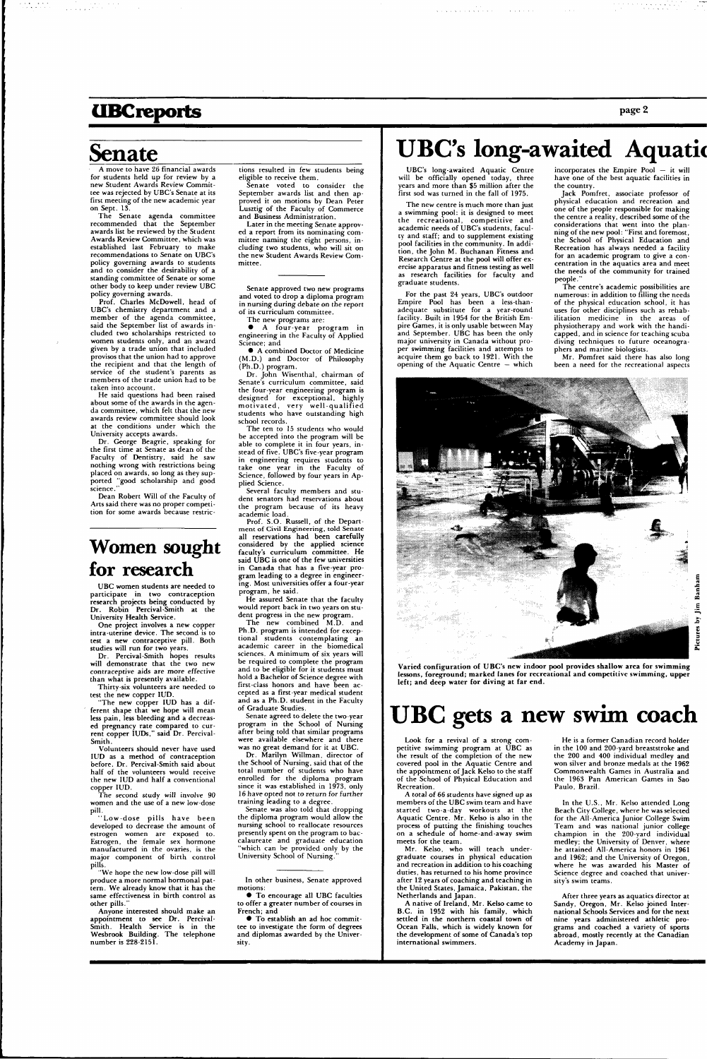# Senate

A move to have 26 financial awards for students held up for review by a new Student Awards Review Committee was rejected by UBC's Senate at its first meeting of the new academic year on Sept. 13.

The Senate agenda committee recommended that the September awards list be reviewed by the Student Awards Review Committee, which was established last February to make recommendations to Senate on UBC's policy governing awards to students and to consider the desirability of a standing committee of Senate or some other body to keep under review UBC policy governing awards.

Prof. Charles McDowell, head of UBC's chemistry department and a member of the agenda committee, said the September list of awards included two scholarships restricted to women students only, and an award given by a trade union that included provisos that the union had to approve the recipient and that the length of service of the student's parents as members of the trade union had to be taken into account.

He said questions had been raised about some of the awards in the agenda committee, which felt that the new awards review committee should look at the conditions under which the University accepts awards.

Dr. George Beagrie, speaking for the first time at Senate as dean of the Faculty of Dentistry, said he saw nothing wrong with restrictions being placed on awards, so long as they supported "good scholarship and good science."

Dean Robert Will of the Faculty of Arts said there was no proper competition for some awards because restrictions resulted in few students being eligible to receive them.

Senate voted to consider the September awards list and then approved it on motions by Dean Peter Lusztig of the Faculty of Commerce and Business Administration.

Later in the meeting Senate approved a report from its nominating committee naming the eight persons, including two students, who will sit on the new Student Awards Review Committee.

---

Senate approved two new programs and voted to drop a diploma program in nursing during debate on the report of its curriculum committee.

The new programs are:

- A four-year program in engineering in the Faculty of Applied Science; and
- A combined Doctor of Medicine (M.D.) and Doctor of Philosophy (Ph.D.) program.

Dr. John Wisenthal, chairman of Senate's curriculum committee, said the four-year engineering program is designed for exceptional, highly motivated, very well-qualified students who have outstanding high school records.

The ten to 15 students who would be accepted into the program will be able to complete it in four years, instead of five. UBC's five-year program in engineering requires students to take one year in the Faculty of Science, followed by four years in Applied Science.

Several faculty members and student senators had reservations about the program because of its heavy academic load.

Prof. S.O. Russell, of the Department of Civil Engineering, told Senate all reservations had been carefully considered by the applied science faculty's curriculum committee. He said UBC is one of the few universities in Canada that has a five-year program leading to a degree in engineering. Most universities offer a four-year program, he said.

He assured Senate that the faculty would report back in two years on student progress in the new program.

The new combined M.D. and Ph.D. program is intended for exceptional students contemplating an academic career in the biomedical sciences. A minimum of six years will be required to complete the program and to be eligible for it students must hold a Bachelor of Science degree with first-class honors and have been accepted as a first-year medical student and as a Ph.D. student in the Faculty of Graduate Studies.

Senate agreed to delete the two-year program in the School of Nursing after being told that similar programs were available elsewhere and there was no great demand for it at UBC.

Dr. Marilyn Willman, director of the School of Nursing, said that of the total number of students who have enrolled for the diploma program since it was established in 1973, only 16 have opted not to return for further training leading to a degree.

Senate was also told that dropping the diploma program would allow the nursing school to reallocate resources presently spent on the program to baccalaureate and graduate education "which can be provided only by the University School of Nursing."

---

In other business, Senate approved motions:

- To encourage all UBC faculties to offer a greater number of courses in French; and
- To establish an ad hoc committee to investigate the form of degrees and diplomas awarded by the University.

# Women sought for research

UBC women students are needed to participate in two contraception research projects being conducted by Dr. Robin Percival-Smith at the University Health Service.

One project involves a new copper intra-uterine device. The second is to test a new contraceptive pill. Both studies will run for two years.

Dr. Percival-Smith hopes results will demonstrate that the two new contraceptive aids are more effective than what is presently available.

Thirty-six volunteers are needed to test the new copper IUD.

"The new copper IUD has a different shape that we hope will mean less pain, less bleeding and a decreased pregnancy rate compared to current copper IUDs," said Dr. Percival-Smith.

Volunteers should never have used IUD as a method of contraception before. Dr. Percival-Smith said about half of the volunteers would receive the new IUD and half a conventional copper IUD.

The second study will involve 90 women and the use of a new low-dose pill.

"Low-dose pills have been developed to decrease the amount of estrogen women are exposed to. Estrogen, the female sex hormone manufactured in the ovaries, is the major component of birth control pills.

"We hope the new low-dose pill will produce a more normal hormonal pattern. We already know that it has the same effectiveness in birth control as other pills."

Anyone interested should make an appointment to see Dr. Percival-Smith. Health Service is in the Wesbrook Building. The telephone number is 228-2151.

# UBC's long-awaited Aquatic

UBC's long-awaited Aquatic Centre will be officially opened today, three years and more than $5 million after the first sod was turned in the fall of 1975.

The new centre is much more than just a swimming pool: it is designed to meet the recreational, competitive and academic needs of UBC's students, faculty and staff; and to supplement existing pool facilities in the community. In addition, the John M. Buchanan Fitness and Research Centre at the pool will offer exercise apparatus and fitness testing as well as research facilities for faculty and graduate students.

For the past 24 years, UBC's outdoor Empire Pool has been a less-than-adequate substitute for a year-round facility. Built in 1954 for the British Empire Games, it is only usable between May and September. UBC has been the only major university in Canada without proper swimming facilities and attempts to acquire them go back to 1921. With the opening of the Aquatic Centre – which incorporates the Empire Pool – it will have one of the best aquatic facilities in the country.

Jack Pomfret, associate professor of physical education and recreation and one of the people responsible for making the centre a reality, described some of the considerations that went into the planning of the new pool: "First and foremost, the School of Physical Education and Recreation has always needed a facility for an academic program to give a concentration in the aquatics area and meet the needs of the community for trained people."

The centre's academic possibilities are numerous: in addition to filling the needs of the physical education school, it has uses for other disciplines such as rehabilitation medicine in the areas of physiotherapy and work with the handicapped, and in science for teaching scuba diving techniques to future oceanographers and marine biologists.

Mr. Pomfret said there has also long been a need for the recreational aspects

Pictures by Jim Banham

**Varied configuration of UBC's new indoor pool provides shallow area for swimming lessons, foreground; marked lanes for recreational and competitive swimming, upper left; and deep water for diving at far end.**

# UBC gets a new swim coach

Look for a revival of a strong competitive swimming program at UBC as the result of the completion of the new covered pool in the Aquatic Centre and the appointment of Jack Kelso to the staff of the School of Physical Education and Recreation.

A total of 66 students have signed up as members of the UBC swim team and have started two-a-day workouts at the Aquatic Centre. Mr. Kelso is also in the process of putting the finishing touches on a schedule of home-and-away swim meets for the team.

Mr. Kelso, who will teach undergraduate courses in physical education and recreation in addition to his coaching duties, has returned to his home province after 12 years of coaching and teaching in the United States, Jamaica, Pakistan, the Netherlands and Japan.

A native of Ireland, Mr. Kelso came to B.C. in 1952 with his family, which settled in the northern coastal town of Ocean Falls, which is widely known for the development of some of Canada's top international swimmers.

He is a former Canadian record holder in the 100 and 200-yard breaststroke and the 200 and 400 individual medley and won silver and bronze medals at the 1962 Commonwealth Games in Australia and the 1963 Pan American Games in Sao Paulo, Brazil.

In the U.S., Mr. Kelso attended Long Beach City College, where he was selected for the All-America Junior College Swim Team and was national junior college champion in the 200-yard individual medley; the University of Denver, where he attained All-America honors in 1961 and 1962; and the University of Oregon, where he was awarded his Master of Science degree and coached that university's swim teams.

After three years as aquatics director at Sandy, Oregon, Mr. Kelso joined International Schools Services and for the next nine years administered athletic programs and coached a variety of sports abroad, mostly recently at the Canadian Academy in Japan.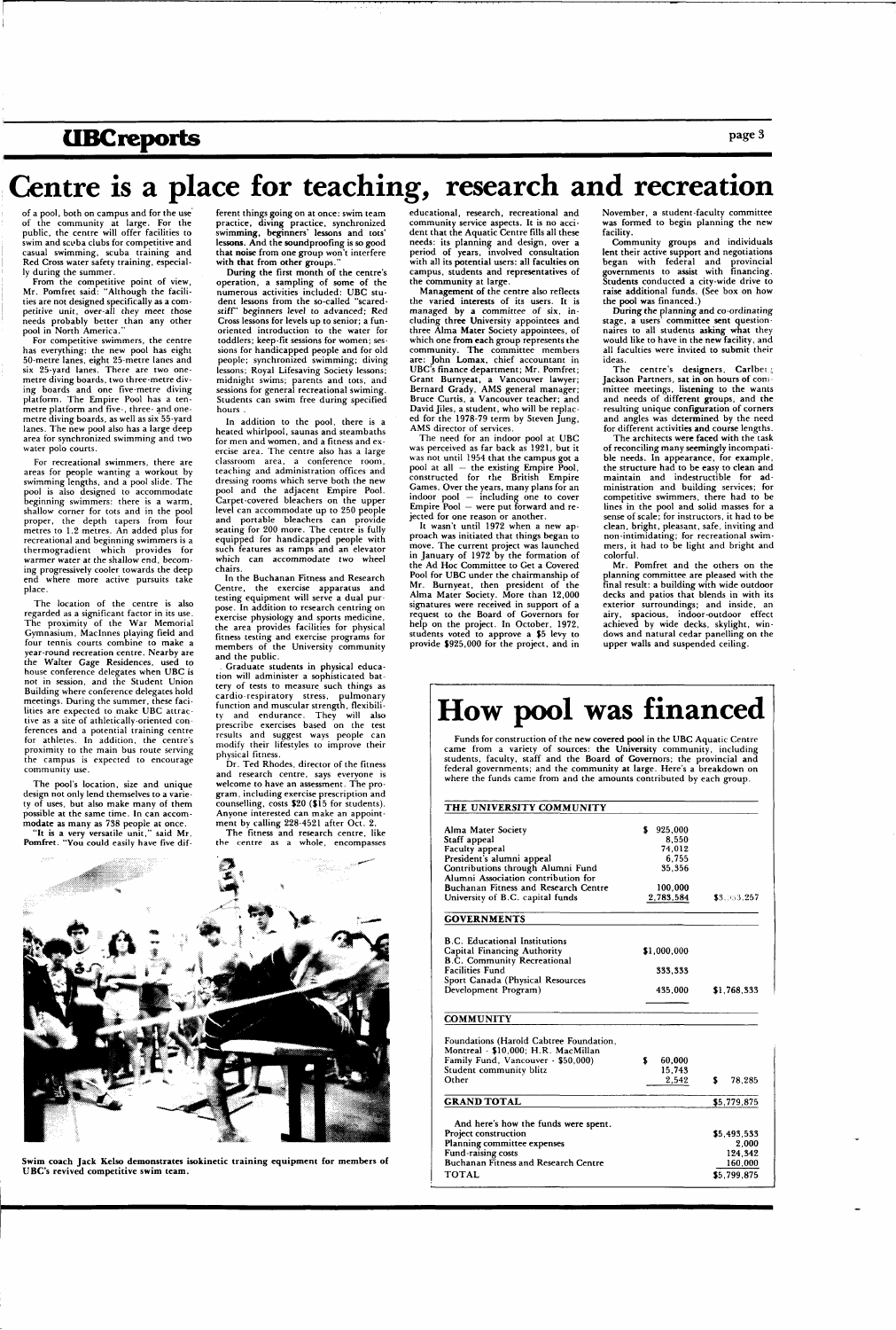# Centre is a place for teaching, research and recreation

of a pool, both on campus and for the use of the community at large. For the public, the centre will offer facilities to swim and scuba clubs for competitive and casual swimming, scuba training and Red Cross water safety training, especially during the summer.

From the competitive point of view, Mr. Pomfret said: "Although the facilities are not designed specifically as a competitive unit, over-all they meet those needs probably better than any other pool in North America."

For competitive swimmers, the centre has everything: the new pool has eight 50-metre lanes, eight 25-metre lanes and six 25-yard lanes. There are two one-metre diving boards, two three-metre diving boards and one five-metre diving platform. The Empire Pool has a ten-metre platform and five-, three- and one-metre diving boards, as well as six 55-yard lanes. The new pool also has a large deep area for synchronized swimming and two water polo courts.

For recreational swimmers, there are areas for people wanting a workout by swimming lengths, and a pool slide. The pool is also designed to accommodate beginning swimmers: there is a warm, shallow corner for tots and in the pool proper, the depth tapers from four metres to 1.2 metres. An added plus for recreational and beginning swimmers is a thermogradient which provides for warmer water at the shallow end, becoming progressively cooler towards the deep end where more active pursuits take place.

The location of the centre is also regarded as a significant factor in its use. The proximity of the War Memorial Gymnasium, MacInnes playing field and four tennis courts combine to make a year-round recreation centre. Nearby are the Walter Gage Residences, used to house conference delegates when UBC is not in session, and the Student Union Building where conference delegates hold meetings. During the summer, these facilities are expected to make UBC attractive as a site of athletically-oriented conferences and a potential training centre for athletes. In addition, the centre's proximity to the main bus route serving the campus is expected to encourage community use.

The pool's location, size and unique design not only lend themselves to a variety of uses, but also make many of them possible at the same time. It can accommodate as many as 738 people at once.

"It is a very versatile unit," said Mr. Pomfret. "You could easily have five different things going on at once: swim team practice, diving practice, synchronized swimming, beginners' lessons and tots' lessons. And the soundproofing is so good that noise from one group won't interfere with that from other groups."

During the first month of the centre's operation, a sampling of some of the numerous activities included: UBC student lessons from the so-called "scared-stiff" beginners level to advanced; Red Cross lessons for levels up to senior; a fun-oriented introduction to the water for toddlers; keep-fit sessions for women; sessions for handicapped people and for old people; synchronized swimming; diving lessons; Royal Lifesaving Society lessons; midnight swims; parents and tots, and sessions for general recreational swiming. Students can swim free during specified hours.

In addition to the pool, there is a heated whirlpool, saunas and steambaths for men and women, and a fitness and exercise area. The centre also has a large classroom area, a conference room, teaching and administration offices and dressing rooms which serve both the new pool and the adjacent Empire Pool. Carpet-covered bleachers on the upper level can accommodate up to 250 people and portable bleachers can provide seating for 200 more. The centre is fully equipped for handicapped people with such features as ramps and an elevator which can accommodate two wheel chairs.

In the Buchanan Fitness and Research Centre, the exercise apparatus and testing equipment will serve a dual purpose. In addition to research centring on exercise physiology and sports medicine, the area provides facilities for physical fitness testing and exercise programs for members of the University community and the public.

Graduate students in physical education will administer a sophisticated battery of tests to measure such things as cardio-respiratory stress, pulmonary function and muscular strength, flexibility and endurance. They will also prescribe exercises based on the test results and suggest ways people can modify their lifestyles to improve their physical fitness.

Dr. Ted Rhodes, director of the fitness and research centre, says everyone is welcome to have an assessment. The program, including exercise prescription and counselling, costs $20 ($15 for students). Anyone interested can make an appointment by calling 228-4521 after Oct. 2.

The fitness and research centre, like the centre as a whole, encompasses educational, research, recreational and community service aspects. It is no accident that the Aquatic Centre fills all these needs: its planning and design, over a period of years, involved consultation with all its potential users: all faculties on campus, students and representatives of the community at large.

Management of the centre also reflects the varied interests of its users. It is managed by a committee of six, including three University appointees and three Alma Mater Society appointees, of which one from each group represents the community. The committee members are: John Lomax, chief accountant in UBC's finance department; Mr. Pomfret; Grant Burnyeat, a Vancouver lawyer; Bernard Grady, AMS general manager; Bruce Curtis, a Vancouver teacher; and David Jiles, a student, who will be replaced for the 1978-79 term by Steven Jung, AMS director of services.

The need for an indoor pool at UBC was perceived as far back as 1921, but it was not until 1954 that the campus got a pool at all — the existing Empire Pool, constructed for the British Empire Games. Over the years, many plans for an indoor pool — including one to cover Empire Pool — were put forward and rejected for one reason or another.

It wasn't until 1972 when a new approach was initiated that things began to move. The current project was launched in January of 1972 by the formation of the Ad Hoc Committee to Get a Covered Pool for UBC under the chairmanship of Mr. Burnyeat, then president of the Alma Mater Society. More than 12,000 signatures were received in support of a request to the Board of Governors for help on the project. In October, 1972, students voted to approve a $5 levy to provide $925,000 for the project, and in November, a student-faculty committee was formed to begin planning the new facility.

Community groups and individuals lent their active support and negotiations began with federal and provincial governments to assist with financing. Students conducted a city-wide drive to raise additional funds. (See box on how the pool was financed.)

During the planning and co-ordinating stage, a users' committee sent questionnaires to all students asking what they would like to have in the new facility, and all faculties were invited to submit their ideas.

The centre's designers, Carlberg Jackson Partners, sat in on hours of committee meetings, listening to the wants and needs of different groups, and the resulting unique configuration of corners and angles was determined by the need for different activities and course lengths.

The architects were faced with the task of reconciling many seemingly incompatible needs. In appearance, for example, the structure had to be easy to clean and maintain and indestructible for administration and building services; for competitive swimmers, there had to be lines in the pool and solid masses for a sense of scale; for instructors, it had to be clean, bright, pleasant, safe, inviting and non-intimidating; for recreational swimmers, it had to be light and bright and colorful.

Mr. Pomfret and the others on the planning committee are pleased with the final result: a building with wide outdoor decks and patios that blends in with its exterior surroundings; and inside, an airy, spacious, indoor-outdoor effect achieved by wide decks, skylight, windows and natural cedar panelling on the upper walls and suspended ceiling.

Swim coach Jack Kelso demonstrates isokinetic training equipment for members of UBC's revived competitive swim team.

## How pool was financed

Funds for construction of the new covered pool in the UBC Aquatic Centre came from a variety of sources: the University community, including students, faculty, staff and the Board of Governors; the provincial and federal governments; and the community at large. Here's a breakdown on where the funds came from and the amounts contributed by each group.

| THE UNIVERSITY COMMUNITY | | |
|---|---|---|
| Alma Mater Society | $ 925,000 | |
| Staff appeal | 8,550 | |
| Faculty appeal | 74,012 | |
| President's alumni appeal | 6,755 | |
| Contributions through Alumni Fund | 35,356 | |
| Alumni Association contribution for Buchanan Fitness and Research Centre | 100,000 | |
| University of B.C. capital funds | 2,783,584 | $3,933,257 |
| **GOVERNMENTS** | | |
| B.C. Educational Institutions Capital Financing Authority | $1,000,000 | |
| B.C. Community Recreational Facilities Fund | 333,333 | |
| Sport Canada (Physical Resources Development Program) | 435,000 | $1,768,333 |
| **COMMUNITY** | | |
| Foundations (Harold Cabtree Foundation, Montreal - $10,000; H.R. MacMillan Family Fund, Vancouver - $50,000) | $ 60,000 | |
| Student community blitz | 15,743 | |
| Other | 2,542 | $ 78,285 |
| **GRAND TOTAL** | | $5,779,875 |
| And here's how the funds were spent. | | |
| Project construction | | $5,493,533 |
| Planning committee expenses | | 2,000 |
| Fund-raising costs | | 124,342 |
| Buchanan Fitness and Research Centre | | 160,000 |
| TOTAL | | $5,799,875 |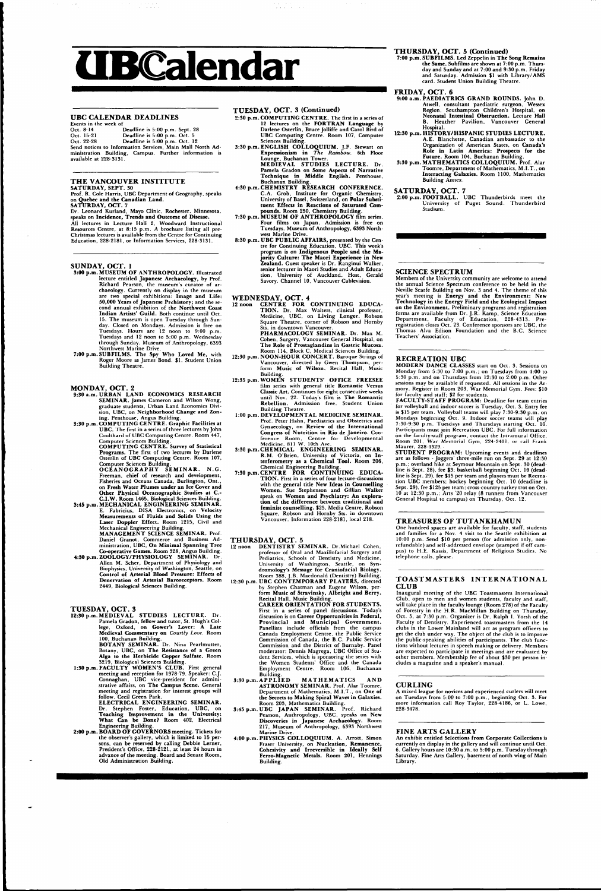# UBCalendar

## UBC CALENDAR DEADLINES

Events in the week of

Oct. 8-14 Deadline is 5:00 p.m. Sept. 28
Oct. 15-21 Deadline is 5:00 p.m. Oct. 5
Oct. 22-28 Deadline is 5:00 p.m. Oct. 12

Send notices to Information Services, Main Mall North Administration Building, Campus. Further information is available at 228-3131.

## THE VANCOUVER INSTITUTE

**SATURDAY, SEPT. 30**

Prof. R. Cole Harris, UBC Department of Geography, speaks on **Quebec and the Canadian Land.**

**SATURDAY, OCT. 7**

Dr. Leonard Kurland, Mayo Clinic, Rochester, Minnesota, speaks on **Incidence, Trends and Outcome of Disease.**

All lectures in Lecture Hall 2, Woodward Instructional Resources Centre, at 8:15 p.m. A brochure listing all pre-Christmas lectures is available from the Centre for Continuing Education, 228-2181, or Information Services, 228-3131.

## SUNDAY, OCT. 1

**3:00 p.m. MUSEUM OF ANTHROPOLOGY.** Illustrated lecture entitled **Japanese Archaeology,** by Prof. Richard Pearson, the museum's curator of archaeology. Currently on display in the museum are two special exhibitions: **Image and Life: 50,000 Years of Japanese Prehistory;** and the second annual exhibition of the **Northwest Coast Indian Artists' Guild.** Both continue until Oct. 15. The museum is open Tuesday through Sunday. Closed on Mondays. Admission is free on Tuesdays. Hours are 12 noon to 9:00 p.m. Tuesdays and 12 noon to 5:00 p.m. Wednesday through Sunday. Museum of Anthropology, 6393 Northwest Marine Drive.

**7:00 p.m. SUBFILMS. The Spy Who Loved Me,** with Roger Moore as James Bond. $1. Student Union Building Theatre.

## MONDAY, OCT. 2

**9:30 a.m. URBAN LAND ECONOMICS RESEARCH SEMINAR.** James Cameron and Wilson Wong, graduate students, Urban Land Economics Division, UBC, on **Neighborhood Change and Zoning.** Penthouse, Angus Building.

**3:30 p.m. COMPUTING CENTRE. Graphic Facilities at UBC.** The first in a series of three lectures by John Coulthard of UBC Computing Centre. Room 447, Computer Sciences Building.

**COMPUTING CENTRE. Survey of Statistical Programs.** The first of two lectures by Darlene Osterlin of UBC Computing Centre. Room 107, Computer Sciences Building.

**OCEANOGRAPHY SEMINAR.** N.G. Freeman, chief of research and development, Fisheries and Oceans Canada, Burlington, Ont., on **Fresh Water Plumes under an Ice Cover and Other Physical Oceanographic Studies at C.-C.I.W.** Room 1465, Biological Sciences Building.

**3:45 p.m. MECHANICAL ENGINEERING SEMINAR.** E. Fabricius, DISA Electronics, on **Velocity Measurements of Fluids and Solids Using the Laser Doppler Effect.** Room 1215, Civil and Mechanical Engineering Building.

**MANAGEMENT SCIENCE SEMINAR.** Prof. Daniel Granot, Commerce and Business Administration, UBC, **On Minimal Spanning Tree Co-operative Games.** Room 328, Angus Building.

**4:30 p.m. ZOOLOGY/PHYSIOLOGY SEMINAR.** Dr. Allen M. Scher, Department of Physiology and Biophysics, University of Washington, Seattle, on **Control of Arterial Blood Pressure: Effects of Denervation of Arterial Baroreceptors.** Room 2449, Biological Sciences Building.

## TUESDAY, OCT. 3

**12:30 p.m. MEDIEVAL STUDIES LECTURE.** Dr. Pamela Gradon, fellow and tutor, St. Hugh's College, Oxford, on **Gower's Lover: A Late Medieval Commentary on** ***Courtly Love.*** Room 100, Buchanan Building.

**BOTANY SEMINAR.** Dr. Nina Pearlmutter, Botany, UBC, on **The Resistance of a Green Alga to the Herbicide Copper Sulfate.** Room 3219, Biological Sciences Building.

**1:30 p.m. FACULTY WOMEN'S CLUB.** First general meeting and reception for 1978-79. Speaker: C.J. Connaghan, UBC vice-president for administrative affairs, on **The Campus Scene.** General meeting and registration for interest groups will follow. Cecil Green Park.

**ELECTRICAL ENGINEERING SEMINAR.** Dr. Stephen Foster, Education, UBC, on **Teaching Improvement in the University: What Can be Done?** Room 402, Electrical Engineering Building.

**2:00 p.m. BOARD OF GOVERNORS MEETING.** Tickets for the observer's gallery, which is limited to 15 persons, can be reserved by calling Debbie Lerner, President's Office, 228-2121, at least 24 hours in advance of the meeting. Board and Senate Room, Old Administration Building.

## TUESDAY, OCT. 3 (Continued)

**2:30 p.m. COMPUTING CENTRE.** The first in a series of 12 lectures on the **FORTRAN Language** by Darlene Osterlin, Bruce Jolliffe and Carol Bird of UBC Computing Centre. Room 107, Computer Sciences Building.

**3:30 p.m. ENGLISH COLLOQUIUM.** J.F. Stewart on **Expressionism in** ***The Rainbow.*** 6th Floor Lounge, Buchanan Tower.

**MEDIEVAL STUDIES LECTURE.** Dr. Pamela Gradon on **Some Aspects of Narrative Technique in Middle English.** Penthouse, Buchanan Building.

**4:30 p.m. CHEMISTRY RESEARCH CONFERENCE.** C.A. Grob, Institute for Organic Chemistry, University of Basel, Switzerland, on **Polar Substituent Effects in Reactions of Saturated Compounds.** Room 250, Chemistry Building.

**7:30 p.m. MUSEUM OF ANTHROPOLOGY** film series. Four films on Japan. Admission is free on Tuesdays. Museum of Anthropology, 6393 Northwest Marine Drive.

**8:30 p.m. UBC PUBLIC AFFAIRS,** presented by the Centre for Continuing Education, UBC. This week's program is on **Indigenous People and the Majority Culture: The Maori Experience in New Zealand.** Guest speaker is Dr. Ranginui Walker, senior lecturer in Maori Studies and Adult Education, University of Auckland. Host, Gerald Savory. Channel 10, Vancouver Cablevision.

## WEDNESDAY, OCT. 4

**12 noon CENTRE FOR CONTINUING EDUCATION.** Dr. Max Walters, clinical professor, Medicine, UBC, on **Living Longer.** Robson Square Theatre, corner of Robson and Hornby Sts. in downtown Vancouver.

**PHARMACOLOGY SEMINAR.** Dr. Max M. Cohen, Surgery, Vancouver General Hospital, on **The Role of Prostaglandins in Gastric Mucosa.** Room 114, Block C, Medical Sciences Building.

**12:30 p.m. NOON-HOUR CONCERT.** Baroque Strings of Vancouver, directed by Gwen Thompson, perform **Music of Wilson.** Recital Hall, Music Building.

**12:35 p.m. WOMEN STUDENTS' OFFICE FREESEE** film series with general title **Romantic Versus Classic Art.** Continues for eight consecutive weeks until Nov. 22. Today's film is **The Romantic Rebellion.** Admission free. Student Union Building Theatre.

**1:00 p.m. DEVELOPMENTAL MEDICINE SEMINAR.** Prof. Peter Hahn, Paediatrics and Obstetrics and Gynaecology, on **Review of the International Congress of Nutrition in Rio de Janeiro.** Conference Room, Centre for Developmental Medicine, 811 W. 10th Ave.

**3:30 p.m. CHEMICAL ENGINEERING SEMINAR.** R.M. O'Brien, University of Victoria, on **Interferometry as a Chemical Tool.** Room 206, Chemical Engineering Building.

**7:30 p.m. CENTRE FOR CONTINUING EDUCATION.** First in a series of four lecture-discussions with the general title **New Ideas in Counselling Women.** Sue Stephenson and Gillian Walker speak on **Women and Psychiatry: An exploration of the difference between traditional and feminist counselling.** $25. Media Centre, Robson Square, Robson and Hornby Sts. in downtown Vancouver. Information 228-2181, local 218.

## THURSDAY, OCT. 5

**12 noon DENTISTRY SEMINAR.** Dr. Michael Cohen, professor of Oral and Maxillofacial Surgery and Pediatrics, Schools of Dentistry and Medicine, University of Washington, Seattle, on **Syndromology's Message for Craniofacial Biology.** Room 388, J.B. Macdonald (Dentistry) Building.

**12:30 p.m. UBC CONTEMPORARY PLAYERS,** directed by Stephen Chatman and Eugene Wilson, perform **Music of Stravinsky, Albright and Berry.** Recital Hall, Music Building.

**CAREER ORIENTATION FOR STUDENTS.** First in a series of panel discussions. Today's discussion is on **Career Opportunities in Federal, Provincial and Municipal Government.** Panellists include officials from the campus Canada Employment Centre, the Public Service Commission of Canada, the B.C. Public Service Commission and the District of Burnaby. Panel moderator: Dennis Magrega, UBC Office of Student Services, which is sponsoring the series with the Women Students' Office and the Canada Employment Centre. Room 106, Buchanan Building.

**3:30 p.m. APPLIED MATHEMATICS AND ASTRONOMY SEMINAR.** Prof. Alar Toomre, Department of Mathematics, M.I.T., on **One of the Secrets to Making Spiral Waves in Galaxies.** Room 203, Mathematics Building.

**3:45 p.m. UBC JAPAN SEMINAR.** Prof. Richard Pearson, Anthropology, UBC, speaks on **New Discoveries in Japanese Archaeology.** Room 217, Museum of Anthropology, 6393 Northwest Marine Drive.

**4:00 p.m. PHYSICS COLLOQUIUM.** A. Arrott, Simon Fraser University, on **Nucleation, Remanence, Cohesivity and Irreversible in Ideally Self Ferro-Magnetic Metals.** Room 201, Hennings Building.

## THURSDAY, OCT. 5 (Continued)

**7:00 p.m. SUBFILMS.** Led Zeppelin in **The Song Remains the Same.** Subfilms are shown at 7:00 p.m. Thursday and Sunday and at 7:00 and 9:30 p.m. Friday and Saturday. Admission $1 with Library/AMS card. Student Union Building Theatre.

## FRIDAY, OCT. 6

**9:00 a.m. PAEDIATRICS GRAND ROUNDS.** John D. Atwell, consultant paediatric surgeon, Wessex Region, Southampton Children's Hospital, on **Neonatal Intestinal Obstruction.** Lecture Hall B, Heather Pavilion, Vancouver General Hospital.

**12:30 p.m. HISTORY/HISPANIC STUDIES LECTURE.** A.E. Blanchette, Canadian ambassador to the Organization of American States, on **Canada's Role in Latin America: Prospects for the Future.** Room 104, Buchanan Building.

**3:30 p.m. MATHEMATICS COLLOQUIUM.** Prof. Alar Toomre, Department of Mathematics, M.I.T., on **Interacting Galaxies.** Room 1100, Mathematics Building Annex.

## SATURDAY, OCT. 7

**2:00 p.m. FOOTBALL.** UBC Thunderbirds meet the University of Puget Sound. Thunderbird Stadium.

## SCIENCE SPECTRUM

Members of the University community are welcome to attend the annual Science Spectrum conference to be held in the Neville Scarfe Building on Nov. 3 and 4. The theme of this year's meeting is **Energy and the Environment: New Technology in the Energy Field and the Ecological Impact on the Environment.** Preliminary programs and registration forms are available from Dr. J.R. Kamp, Science Education Department, Faculty of Education, 228-4313. Pre-registration closes Oct. 23. Conference sponsors are UBC, the Thomas Alva Edison Foundation and the B.C. Science Teachers' Association.

## RECREATION UBC

**MODERN DANCE CLASSES** start on Oct. 3. Sessions on Monday from 5:30 to 7:00 p.m.; on Tuesdays from 4:00 to 5:30 p.m. and on Thursdays from 12:30 to 2:00 p.m. Other sessions may be available if requested. All sessions in the Armory. Register in Room 203, War Memorial Gym. Fees: $10 for faculty and staff; $2 for students.

**FACULTY-STAFF PROGRAM:** Deadline for team entries for volleyball and indoor soccer is Tuesday, Oct. 3. Entry fee is $15 per team. Volleyball teams will play 7:30-9:30 p.m. on Mondays beginning Oct. 9. Indoor soccer teams will play 7:30-9:30 p.m. Tuesdays and Thursdays starting Oct. 10. Participants must join Recreation UBC. For full information on the faculty-staff program, contact the Intramural Office, Room 201, War Memorial Gym, 224-2401, or call Frank Maurer, 228-4329.

**STUDENT PROGRAM:** Upcoming events and deadlines are as follows - Joggers' three-mile run on Sept. 29 at 12:30 p.m.; overland hike at Seymour Mountain on Sept. 30 (deadline is Sept. 28), fee $15 per team; basketball beginning Oct. 10 (deadline is Sept. 29), fee $15 per team and players must be Recreation UBC members; hockey beginning Oct. 10 (deadline is Sept. 29), fee $125 per team; cross-country turkey trot on Oct. 10 at 12:30 p.m.; Arts '20 relay (8 runners from Vancouver General Hospital to campus) on Thursday, Oct. 12.

## TREASURES OF TUTANKHAMUN

One hundred spaces are available for faculty, staff, students and families for a Nov. 4 visit to the Seattle exhibition at 10:00 p.m. Send $10 per person (for admission only, non-refundable) and self-addressed envelope (stamped if off campus) to H.E. Kassis, Department of Religious Studies. No telephone calls, please.

## TOASTMASTERS INTERNATIONAL CLUB

Inaugural meeting of the UBC Toastmasters International Club, open to men and women students, faculty and staff, will take place in the faculty lounge (Room 278) of the Faculty of Forestry in the H.R. MacMillan Building on Thursday, Oct. 5, at 7:30 p.m. Organizer is Dr. Ralph I. Yorsh of the Faculty of Dentistry. Experienced toastmasters from the 14 clubs in the Lower Mainland will act as program officers to get the club under way. The object of the club is to improve the public-speaking abilities of participants. The club functions without lectures in speech making or delivery. Members are expected to participate in meetings and are evaluated by other members. Membership fee of about $30 per person includes a magazine and a speaker's manual.

## CURLING

A mixed league for novices and experienced curlers will meet on Tuesdays from 5:00 to 7:00 p.m., beginning Oct. 3. For more information call Roy Taylor, 228-4186, or L. Lowe, 228-3478.

## FINE ARTS GALLERY

An exhibit entitled **Selections from Corporate Collections** is currently on display in the gallery and will continue until Oct. 6. Gallery hours are 10:30 a.m. to 5:00 p.m. Tuesday through Saturday. Fine Arts Gallery, basement of north wing of Main Library.